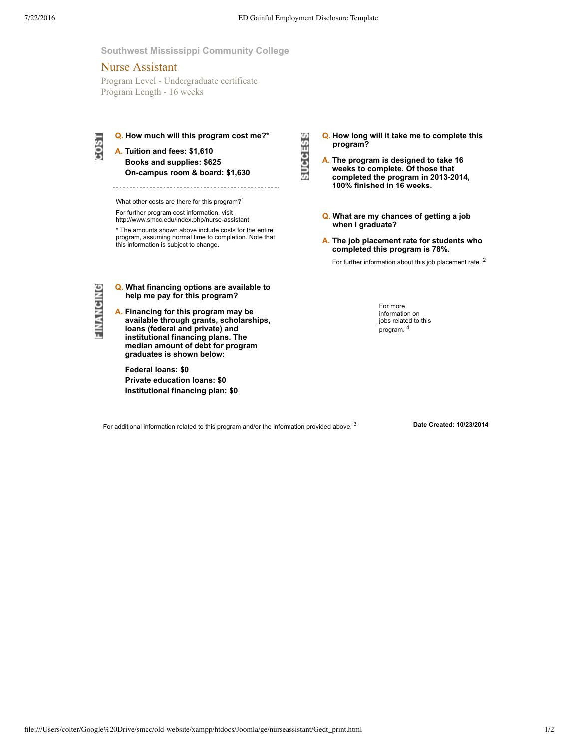Southwest Mississippi Community College

# Nurse Assistant

Program Level - Undergraduate certificate
Program Length - 16 weeks

## COST

**Q. How much will this program cost me?***

**A. Tuition and fees: $1,610**
**Books and supplies: $625**
**On-campus room & board: $1,630**

What other costs are there for this program?[1]

For further program cost information, visit http://www.smcc.edu/index.php/nurse-assistant

* The amounts shown above include costs for the entire program, assuming normal time to completion. Note that this information is subject to change.

## SUCCESS

**Q. How long will it take me to complete this program?**

**A. The program is designed to take 16 weeks to complete. Of those that completed the program in 2013-2014, 100% finished in 16 weeks.**

**Q. What are my chances of getting a job when I graduate?**

**A. The job placement rate for students who completed this program is 78%.**

For further information about this job placement rate.[2]

For more information on jobs related to this program.[4]

## FINANCING

**Q. What financing options are available to help me pay for this program?**

**A. Financing for this program may be available through grants, scholarships, loans (federal and private) and institutional financing plans. The median amount of debt for program graduates is shown below:**

**Federal loans: $0**
**Private education loans: $0**
**Institutional financing plan: $0**

For additional information related to this program and/or the information provided above.[3]

**Date Created: 10/23/2014**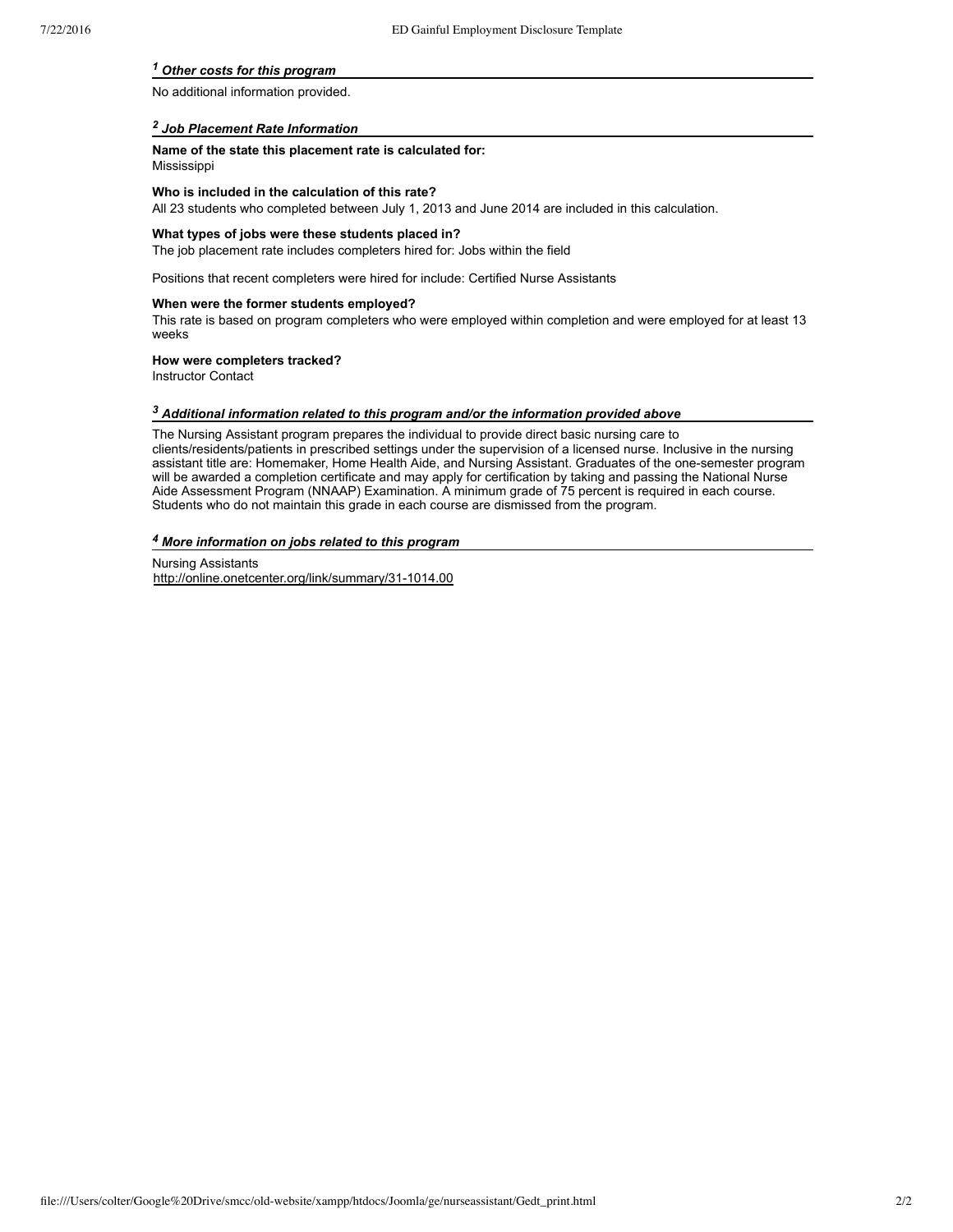### *[1] Other costs for this program*

No additional information provided.

### *[2] Job Placement Rate Information*

**Name of the state this placement rate is calculated for:**
Mississippi

**Who is included in the calculation of this rate?**
All 23 students who completed between July 1, 2013 and June 2014 are included in this calculation.

**What types of jobs were these students placed in?**
The job placement rate includes completers hired for: Jobs within the field

Positions that recent completers were hired for include: Certified Nurse Assistants

**When were the former students employed?**
This rate is based on program completers who were employed within completion and were employed for at least 13 weeks

**How were completers tracked?**
Instructor Contact

### *[3] Additional information related to this program and/or the information provided above*

The Nursing Assistant program prepares the individual to provide direct basic nursing care to clients/residents/patients in prescribed settings under the supervision of a licensed nurse. Inclusive in the nursing assistant title are: Homemaker, Home Health Aide, and Nursing Assistant. Graduates of the one-semester program will be awarded a completion certificate and may apply for certification by taking and passing the National Nurse Aide Assessment Program (NNAAP) Examination. A minimum grade of 75 percent is required in each course. Students who do not maintain this grade in each course are dismissed from the program.

### *[4] More information on jobs related to this program*

Nursing Assistants
http://online.onetcenter.org/link/summary/31-1014.00